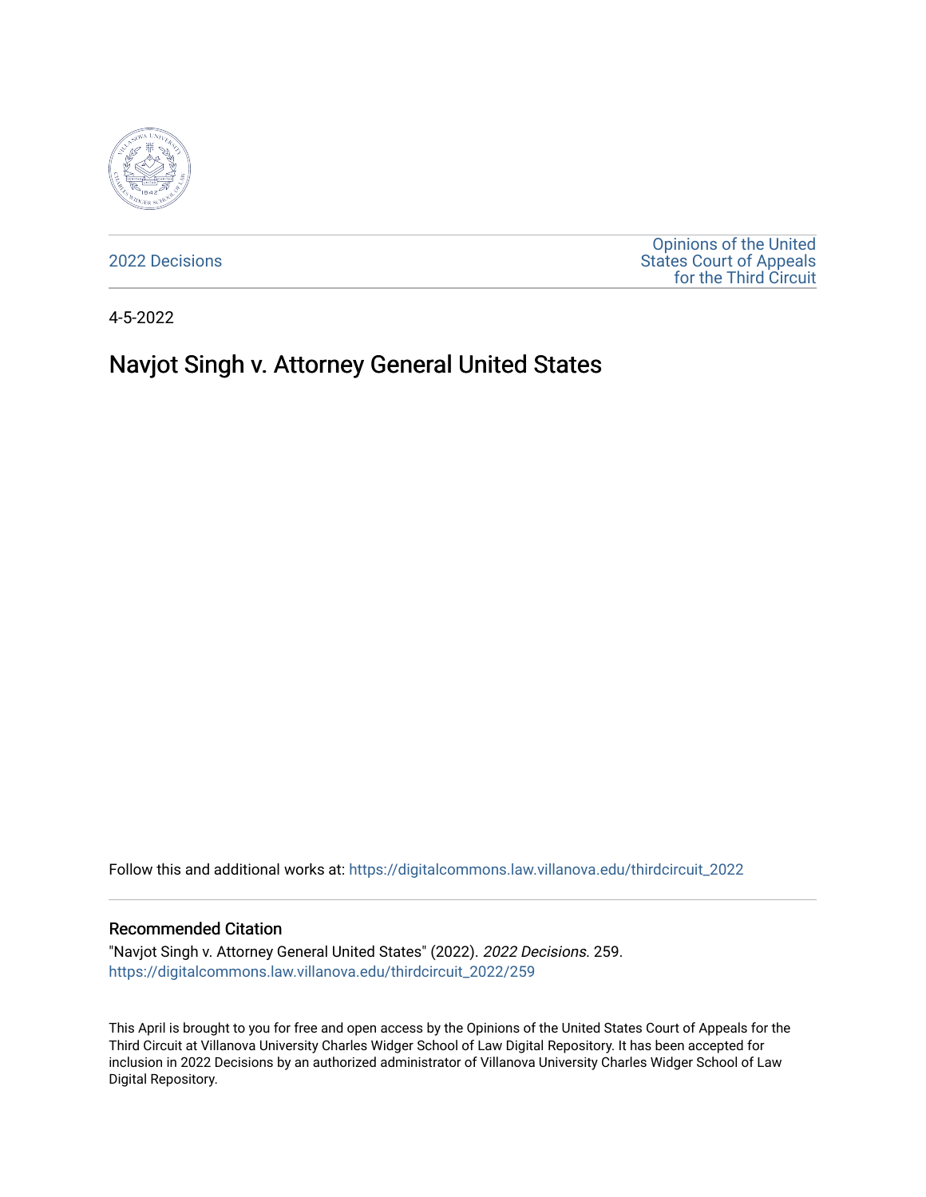2022 Decisions

Opinions of the United States Court of Appeals for the Third Circuit

4-5-2022

# Navjot Singh v. Attorney General United States

Follow this and additional works at: https://digitalcommons.law.villanova.edu/thirdcircuit_2022

## Recommended Citation

"Navjot Singh v. Attorney General United States" (2022). *2022 Decisions*. 259.
https://digitalcommons.law.villanova.edu/thirdcircuit_2022/259

This April is brought to you for free and open access by the Opinions of the United States Court of Appeals for the Third Circuit at Villanova University Charles Widger School of Law Digital Repository. It has been accepted for inclusion in 2022 Decisions by an authorized administrator of Villanova University Charles Widger School of Law Digital Repository.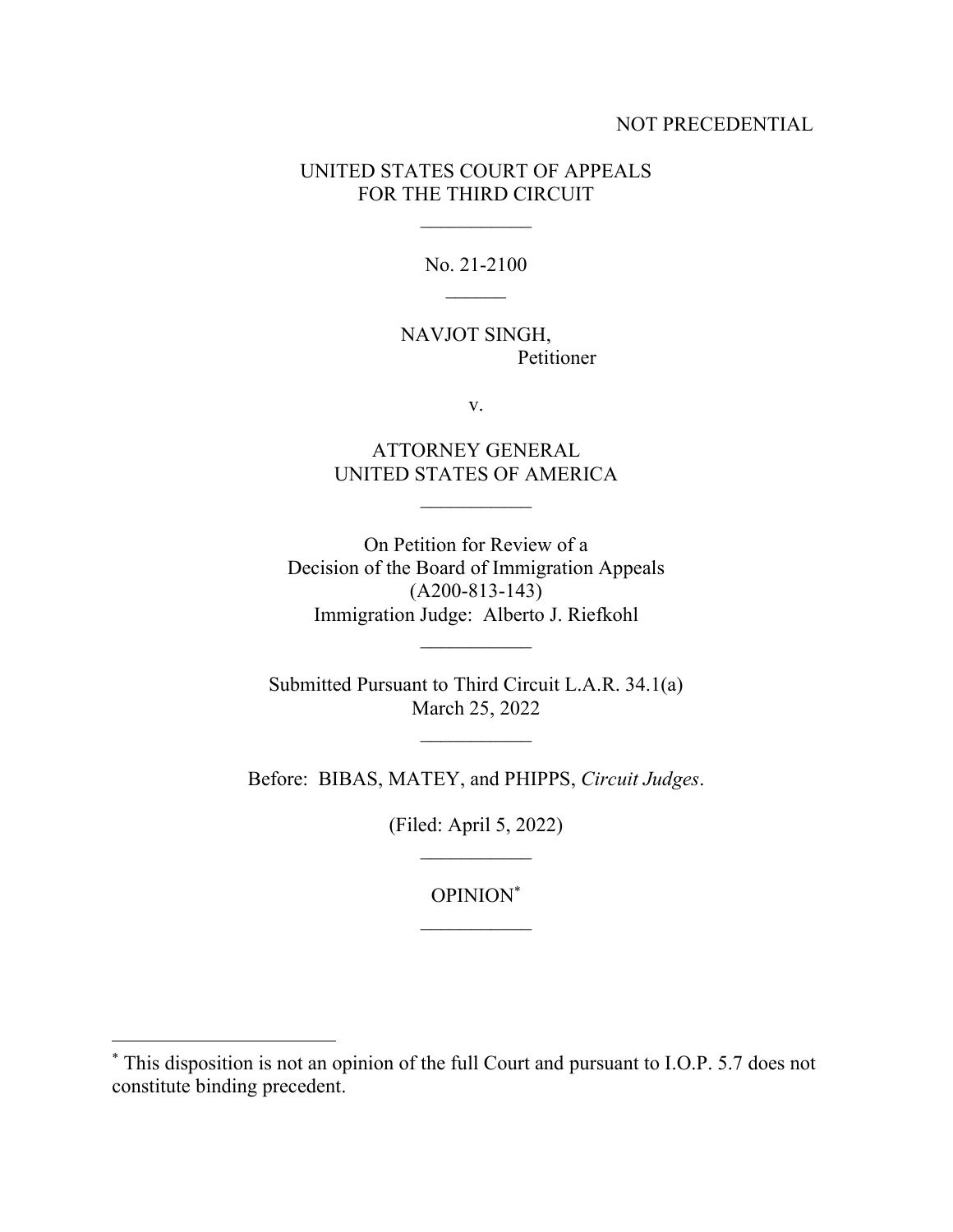NOT PRECEDENTIAL

UNITED STATES COURT OF APPEALS
FOR THE THIRD CIRCUIT

\_\_\_\_\_\_\_\_\_\_\_

No. 21-2100

\_\_\_\_\_\_

NAVJOT SINGH,
Petitioner

v.

ATTORNEY GENERAL
UNITED STATES OF AMERICA

\_\_\_\_\_\_\_\_\_\_\_

On Petition for Review of a
Decision of the Board of Immigration Appeals
(A200-813-143)
Immigration Judge: Alberto J. Riefkohl

\_\_\_\_\_\_\_\_\_\_\_

Submitted Pursuant to Third Circuit L.A.R. 34.1(a)
March 25, 2022

\_\_\_\_\_\_\_\_\_\_\_

Before: BIBAS, MATEY, and PHIPPS, *Circuit Judges*.

(Filed: April 5, 2022)

\_\_\_\_\_\_\_\_\_\_\_

OPINION*

\_\_\_\_\_\_\_\_\_\_\_

---

* This disposition is not an opinion of the full Court and pursuant to I.O.P. 5.7 does not constitute binding precedent.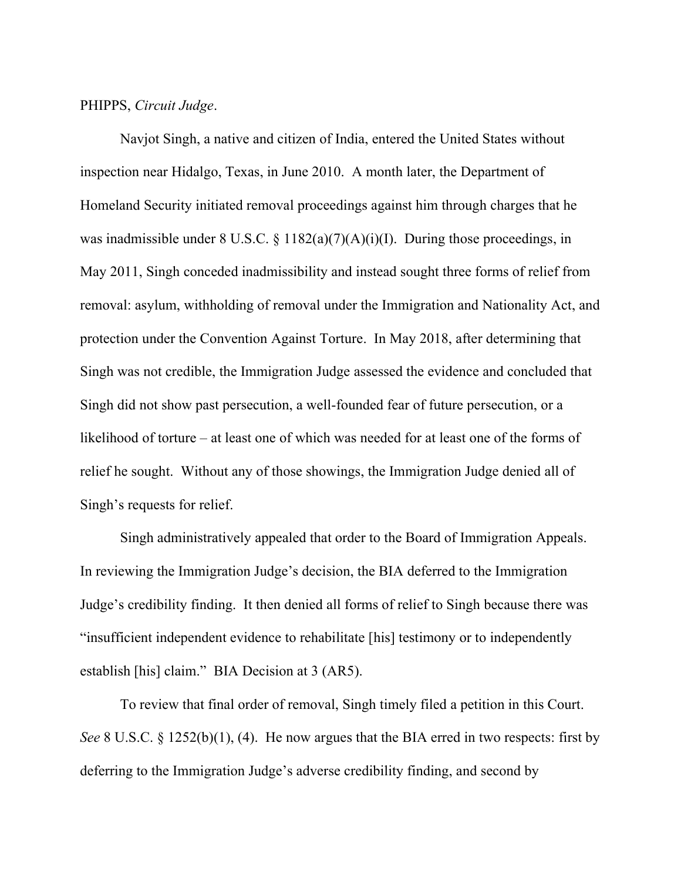PHIPPS, *Circuit Judge*.

Navjot Singh, a native and citizen of India, entered the United States without inspection near Hidalgo, Texas, in June 2010. A month later, the Department of Homeland Security initiated removal proceedings against him through charges that he was inadmissible under 8 U.S.C. § 1182(a)(7)(A)(i)(I). During those proceedings, in May 2011, Singh conceded inadmissibility and instead sought three forms of relief from removal: asylum, withholding of removal under the Immigration and Nationality Act, and protection under the Convention Against Torture. In May 2018, after determining that Singh was not credible, the Immigration Judge assessed the evidence and concluded that Singh did not show past persecution, a well-founded fear of future persecution, or a likelihood of torture – at least one of which was needed for at least one of the forms of relief he sought. Without any of those showings, the Immigration Judge denied all of Singh's requests for relief.

Singh administratively appealed that order to the Board of Immigration Appeals. In reviewing the Immigration Judge's decision, the BIA deferred to the Immigration Judge's credibility finding. It then denied all forms of relief to Singh because there was "insufficient independent evidence to rehabilitate [his] testimony or to independently establish [his] claim." BIA Decision at 3 (AR5).

To review that final order of removal, Singh timely filed a petition in this Court. *See* 8 U.S.C. § 1252(b)(1), (4). He now argues that the BIA erred in two respects: first by deferring to the Immigration Judge's adverse credibility finding, and second by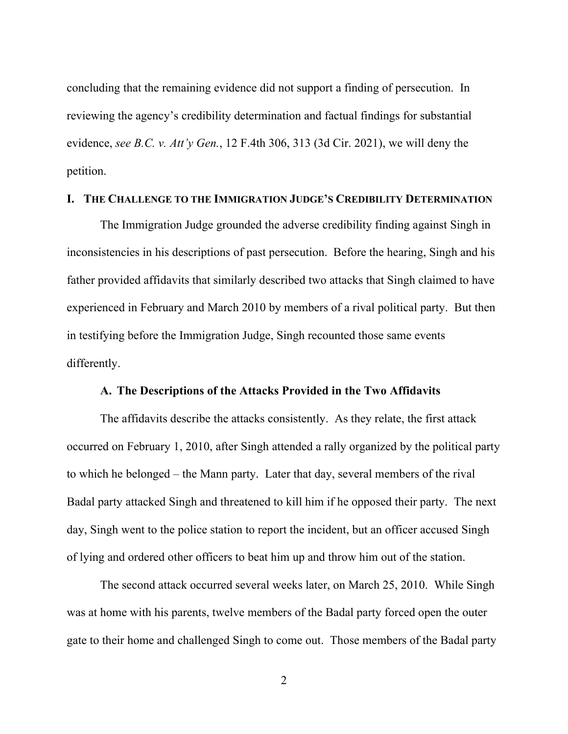concluding that the remaining evidence did not support a finding of persecution. In reviewing the agency's credibility determination and factual findings for substantial evidence, *see B.C. v. Att'y Gen.*, 12 F.4th 306, 313 (3d Cir. 2021), we will deny the petition.

## I. THE CHALLENGE TO THE IMMIGRATION JUDGE'S CREDIBILITY DETERMINATION

The Immigration Judge grounded the adverse credibility finding against Singh in inconsistencies in his descriptions of past persecution. Before the hearing, Singh and his father provided affidavits that similarly described two attacks that Singh claimed to have experienced in February and March 2010 by members of a rival political party. But then in testifying before the Immigration Judge, Singh recounted those same events differently.

### A. The Descriptions of the Attacks Provided in the Two Affidavits

The affidavits describe the attacks consistently. As they relate, the first attack occurred on February 1, 2010, after Singh attended a rally organized by the political party to which he belonged – the Mann party. Later that day, several members of the rival Badal party attacked Singh and threatened to kill him if he opposed their party. The next day, Singh went to the police station to report the incident, but an officer accused Singh of lying and ordered other officers to beat him up and throw him out of the station.

The second attack occurred several weeks later, on March 25, 2010. While Singh was at home with his parents, twelve members of the Badal party forced open the outer gate to their home and challenged Singh to come out. Those members of the Badal party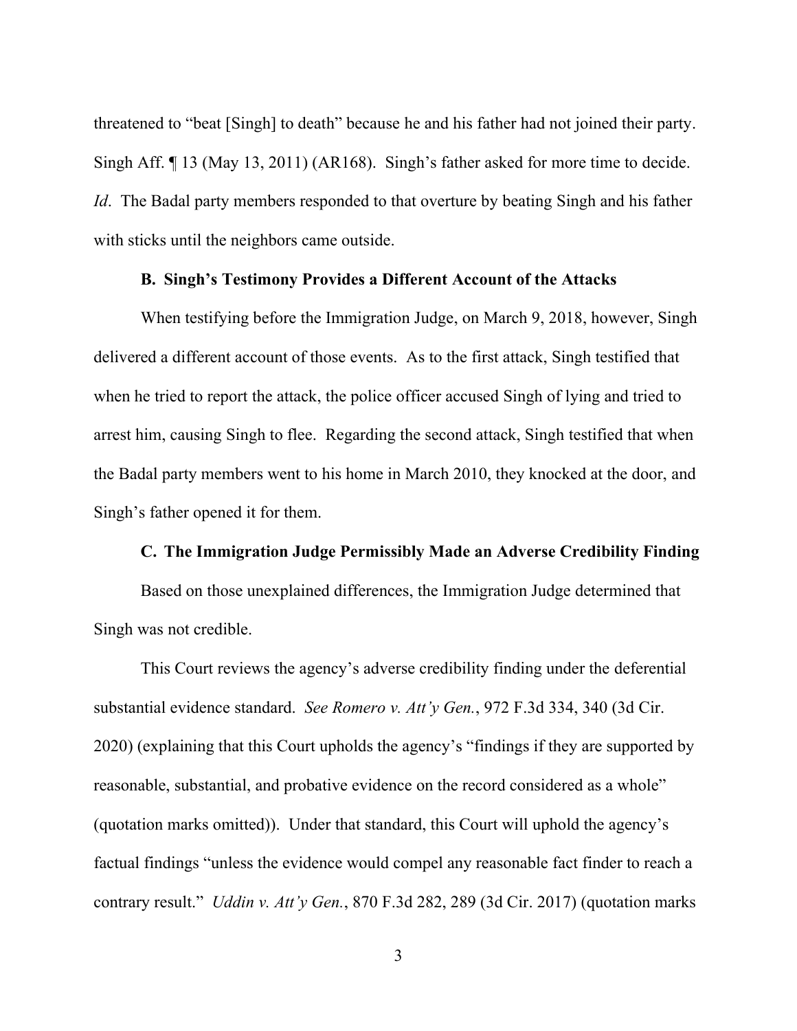threatened to "beat [Singh] to death" because he and his father had not joined their party. Singh Aff. ¶ 13 (May 13, 2011) (AR168). Singh's father asked for more time to decide. *Id*. The Badal party members responded to that overture by beating Singh and his father with sticks until the neighbors came outside.

### B. Singh's Testimony Provides a Different Account of the Attacks

When testifying before the Immigration Judge, on March 9, 2018, however, Singh delivered a different account of those events. As to the first attack, Singh testified that when he tried to report the attack, the police officer accused Singh of lying and tried to arrest him, causing Singh to flee. Regarding the second attack, Singh testified that when the Badal party members went to his home in March 2010, they knocked at the door, and Singh's father opened it for them.

### C. The Immigration Judge Permissibly Made an Adverse Credibility Finding

Based on those unexplained differences, the Immigration Judge determined that Singh was not credible.

This Court reviews the agency's adverse credibility finding under the deferential substantial evidence standard. *See Romero v. Att'y Gen.*, 972 F.3d 334, 340 (3d Cir. 2020) (explaining that this Court upholds the agency's "findings if they are supported by reasonable, substantial, and probative evidence on the record considered as a whole" (quotation marks omitted)). Under that standard, this Court will uphold the agency's factual findings "unless the evidence would compel any reasonable fact finder to reach a contrary result." *Uddin v. Att'y Gen.*, 870 F.3d 282, 289 (3d Cir. 2017) (quotation marks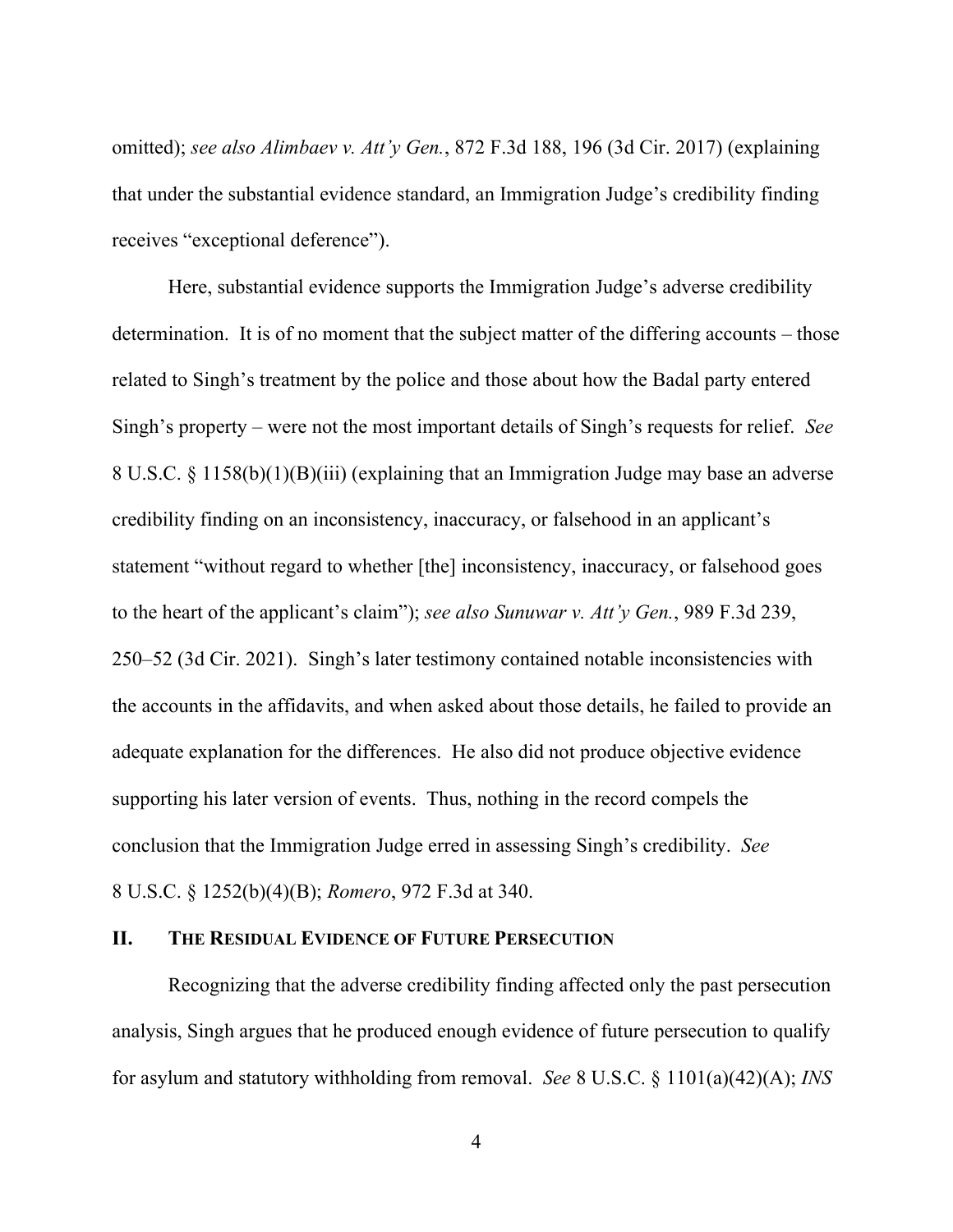omitted); *see also Alimbaev v. Att'y Gen.*, 872 F.3d 188, 196 (3d Cir. 2017) (explaining that under the substantial evidence standard, an Immigration Judge's credibility finding receives "exceptional deference").

Here, substantial evidence supports the Immigration Judge's adverse credibility determination. It is of no moment that the subject matter of the differing accounts – those related to Singh's treatment by the police and those about how the Badal party entered Singh's property – were not the most important details of Singh's requests for relief. *See* 8 U.S.C. § 1158(b)(1)(B)(iii) (explaining that an Immigration Judge may base an adverse credibility finding on an inconsistency, inaccuracy, or falsehood in an applicant's statement "without regard to whether [the] inconsistency, inaccuracy, or falsehood goes to the heart of the applicant's claim"); *see also Sunuwar v. Att'y Gen.*, 989 F.3d 239, 250–52 (3d Cir. 2021). Singh's later testimony contained notable inconsistencies with the accounts in the affidavits, and when asked about those details, he failed to provide an adequate explanation for the differences. He also did not produce objective evidence supporting his later version of events. Thus, nothing in the record compels the conclusion that the Immigration Judge erred in assessing Singh's credibility. *See* 8 U.S.C. § 1252(b)(4)(B); *Romero*, 972 F.3d at 340.

## II. THE RESIDUAL EVIDENCE OF FUTURE PERSECUTION

Recognizing that the adverse credibility finding affected only the past persecution analysis, Singh argues that he produced enough evidence of future persecution to qualify for asylum and statutory withholding from removal. *See* 8 U.S.C. § 1101(a)(42)(A); *INS*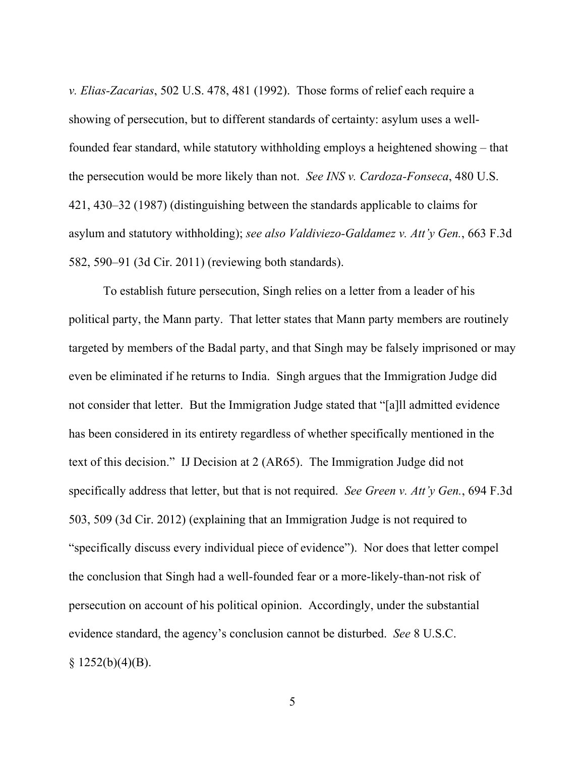*v. Elias-Zacarias*, 502 U.S. 478, 481 (1992). Those forms of relief each require a showing of persecution, but to different standards of certainty: asylum uses a well-founded fear standard, while statutory withholding employs a heightened showing – that the persecution would be more likely than not. *See INS v. Cardoza-Fonseca*, 480 U.S. 421, 430–32 (1987) (distinguishing between the standards applicable to claims for asylum and statutory withholding); *see also Valdiviezo-Galdamez v. Att'y Gen.*, 663 F.3d 582, 590–91 (3d Cir. 2011) (reviewing both standards).

To establish future persecution, Singh relies on a letter from a leader of his political party, the Mann party. That letter states that Mann party members are routinely targeted by members of the Badal party, and that Singh may be falsely imprisoned or may even be eliminated if he returns to India. Singh argues that the Immigration Judge did not consider that letter. But the Immigration Judge stated that "[a]ll admitted evidence has been considered in its entirety regardless of whether specifically mentioned in the text of this decision." IJ Decision at 2 (AR65). The Immigration Judge did not specifically address that letter, but that is not required. *See Green v. Att'y Gen.*, 694 F.3d 503, 509 (3d Cir. 2012) (explaining that an Immigration Judge is not required to "specifically discuss every individual piece of evidence"). Nor does that letter compel the conclusion that Singh had a well-founded fear or a more-likely-than-not risk of persecution on account of his political opinion. Accordingly, under the substantial evidence standard, the agency's conclusion cannot be disturbed. *See* 8 U.S.C. § 1252(b)(4)(B).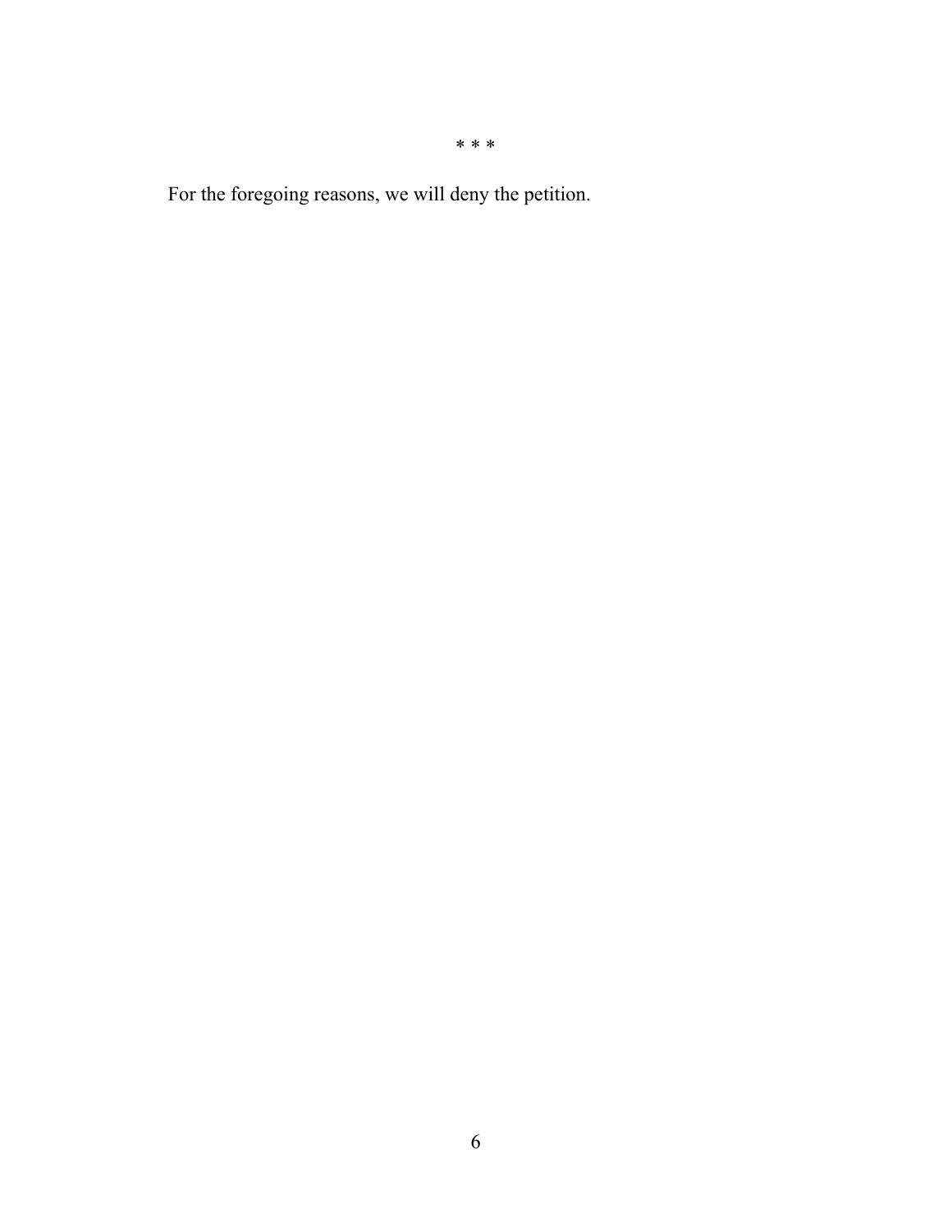* * *

For the foregoing reasons, we will deny the petition.